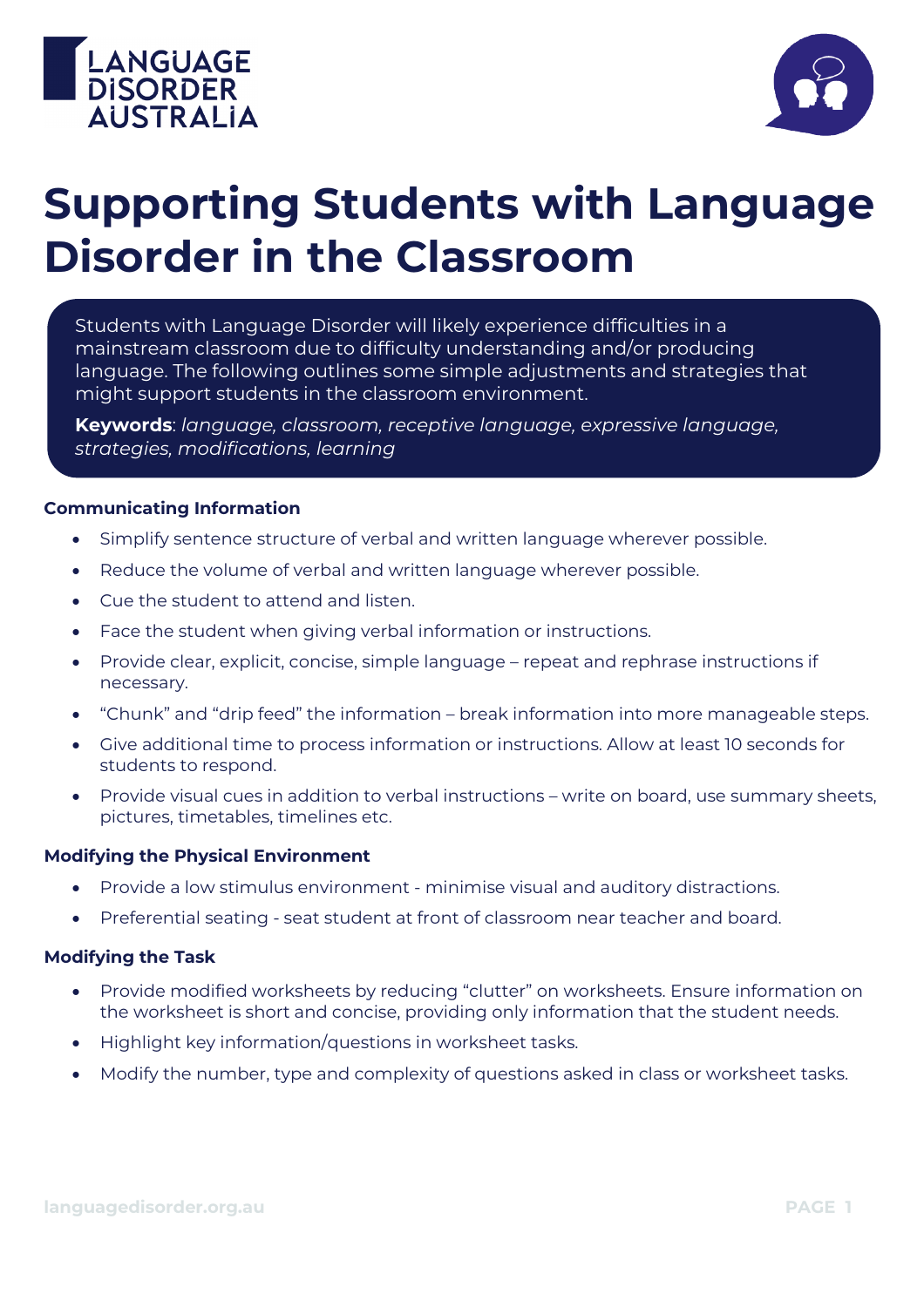# Supporting Students with Language Disorder in the Classroom

Students with Language Disorder will likely experience difficulties in a mainstream classroom due to difficulty understanding and/or producing language. The following outlines some simple adjustments and strategies that might support students in the classroom environment.

**Keywords**: *language, classroom, receptive language, expressive language, strategies, modifications, learning*

### Communicating Information

- Simplify sentence structure of verbal and written language wherever possible.
- Reduce the volume of verbal and written language wherever possible.
- Cue the student to attend and listen.
- Face the student when giving verbal information or instructions.
- Provide clear, explicit, concise, simple language – repeat and rephrase instructions if necessary.
- "Chunk" and "drip feed" the information – break information into more manageable steps.
- Give additional time to process information or instructions. Allow at least 10 seconds for students to respond.
- Provide visual cues in addition to verbal instructions – write on board, use summary sheets, pictures, timetables, timelines etc.

### Modifying the Physical Environment

- Provide a low stimulus environment - minimise visual and auditory distractions.
- Preferential seating - seat student at front of classroom near teacher and board.

### Modifying the Task

- Provide modified worksheets by reducing "clutter" on worksheets. Ensure information on the worksheet is short and concise, providing only information that the student needs.
- Highlight key information/questions in worksheet tasks.
- Modify the number, type and complexity of questions asked in class or worksheet tasks.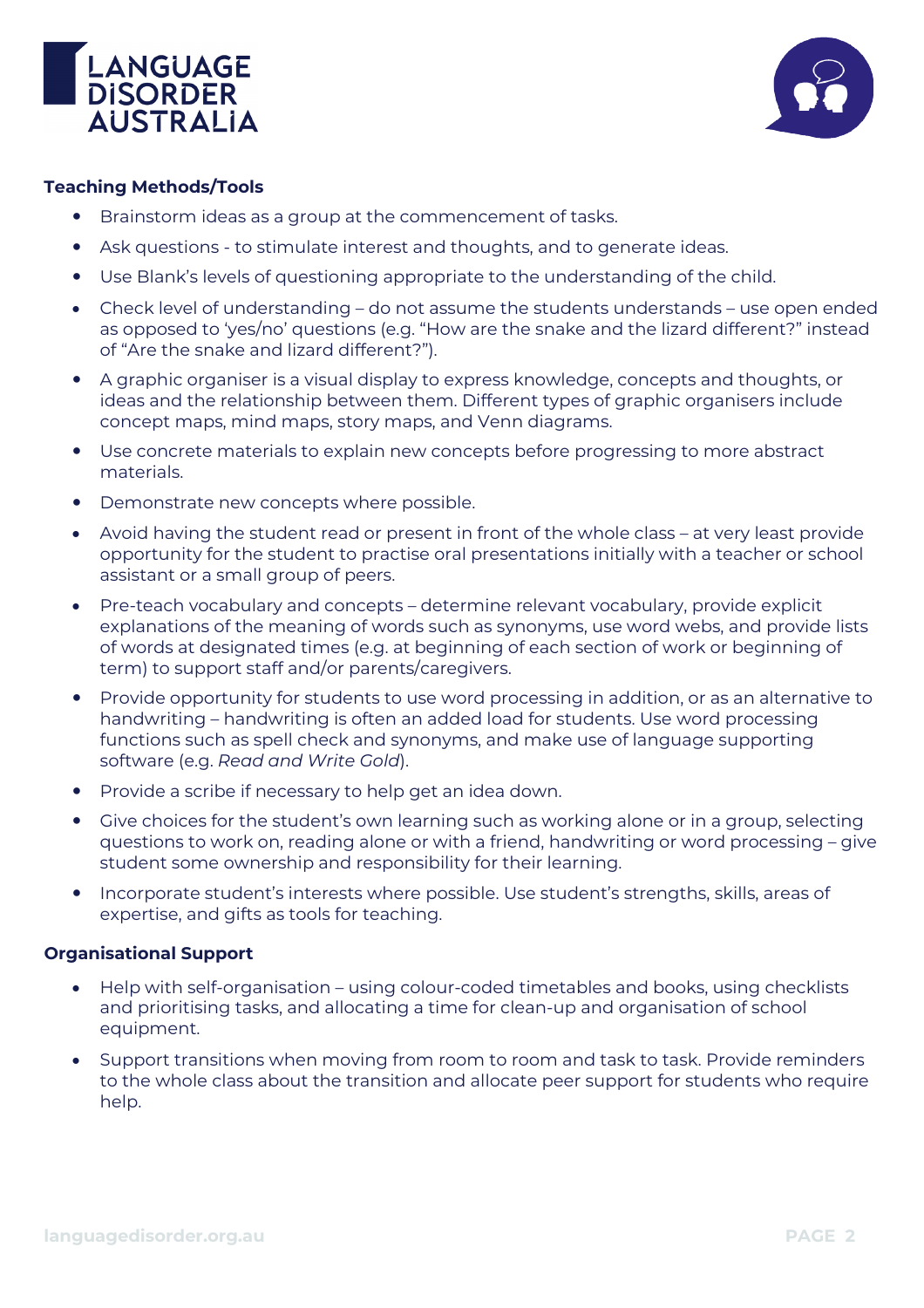**Teaching Methods/Tools**

- Brainstorm ideas as a group at the commencement of tasks.
- Ask questions - to stimulate interest and thoughts, and to generate ideas.
- Use Blank's levels of questioning appropriate to the understanding of the child.
- Check level of understanding – do not assume the students understands – use open ended as opposed to 'yes/no' questions (e.g. "How are the snake and the lizard different?" instead of "Are the snake and lizard different?").
- A graphic organiser is a visual display to express knowledge, concepts and thoughts, or ideas and the relationship between them. Different types of graphic organisers include concept maps, mind maps, story maps, and Venn diagrams.
- Use concrete materials to explain new concepts before progressing to more abstract materials.
- Demonstrate new concepts where possible.
- Avoid having the student read or present in front of the whole class – at very least provide opportunity for the student to practise oral presentations initially with a teacher or school assistant or a small group of peers.
- Pre-teach vocabulary and concepts – determine relevant vocabulary, provide explicit explanations of the meaning of words such as synonyms, use word webs, and provide lists of words at designated times (e.g. at beginning of each section of work or beginning of term) to support staff and/or parents/caregivers.
- Provide opportunity for students to use word processing in addition, or as an alternative to handwriting – handwriting is often an added load for students. Use word processing functions such as spell check and synonyms, and make use of language supporting software (e.g. *Read and Write Gold*).
- Provide a scribe if necessary to help get an idea down.
- Give choices for the student's own learning such as working alone or in a group, selecting questions to work on, reading alone or with a friend, handwriting or word processing – give student some ownership and responsibility for their learning.
- Incorporate student's interests where possible. Use student's strengths, skills, areas of expertise, and gifts as tools for teaching.

**Organisational Support**

- Help with self-organisation – using colour-coded timetables and books, using checklists and prioritising tasks, and allocating a time for clean-up and organisation of school equipment.
- Support transitions when moving from room to room and task to task. Provide reminders to the whole class about the transition and allocate peer support for students who require help.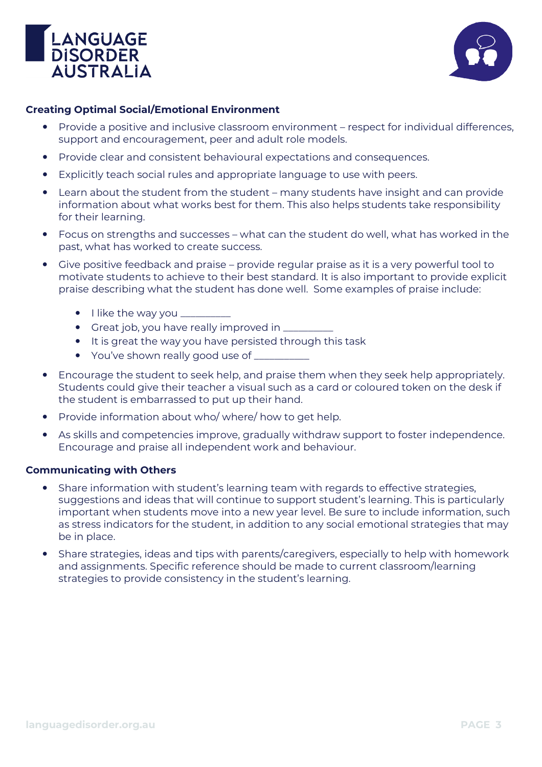## Creating Optimal Social/Emotional Environment

- Provide a positive and inclusive classroom environment – respect for individual differences, support and encouragement, peer and adult role models.
- Provide clear and consistent behavioural expectations and consequences.
- Explicitly teach social rules and appropriate language to use with peers.
- Learn about the student from the student – many students have insight and can provide information about what works best for them. This also helps students take responsibility for their learning.
- Focus on strengths and successes – what can the student do well, what has worked in the past, what has worked to create success.
- Give positive feedback and praise – provide regular praise as it is a very powerful tool to motivate students to achieve to their best standard. It is also important to provide explicit praise describing what the student has done well. Some examples of praise include:
    - I like the way you _________
    - Great job, you have really improved in _________
    - It is great the way you have persisted through this task
    - You've shown really good use of __________
- Encourage the student to seek help, and praise them when they seek help appropriately. Students could give their teacher a visual such as a card or coloured token on the desk if the student is embarrassed to put up their hand.
- Provide information about who/ where/ how to get help.
- As skills and competencies improve, gradually withdraw support to foster independence. Encourage and praise all independent work and behaviour.

## Communicating with Others

- Share information with student's learning team with regards to effective strategies, suggestions and ideas that will continue to support student's learning. This is particularly important when students move into a new year level. Be sure to include information, such as stress indicators for the student, in addition to any social emotional strategies that may be in place.
- Share strategies, ideas and tips with parents/caregivers, especially to help with homework and assignments. Specific reference should be made to current classroom/learning strategies to provide consistency in the student's learning.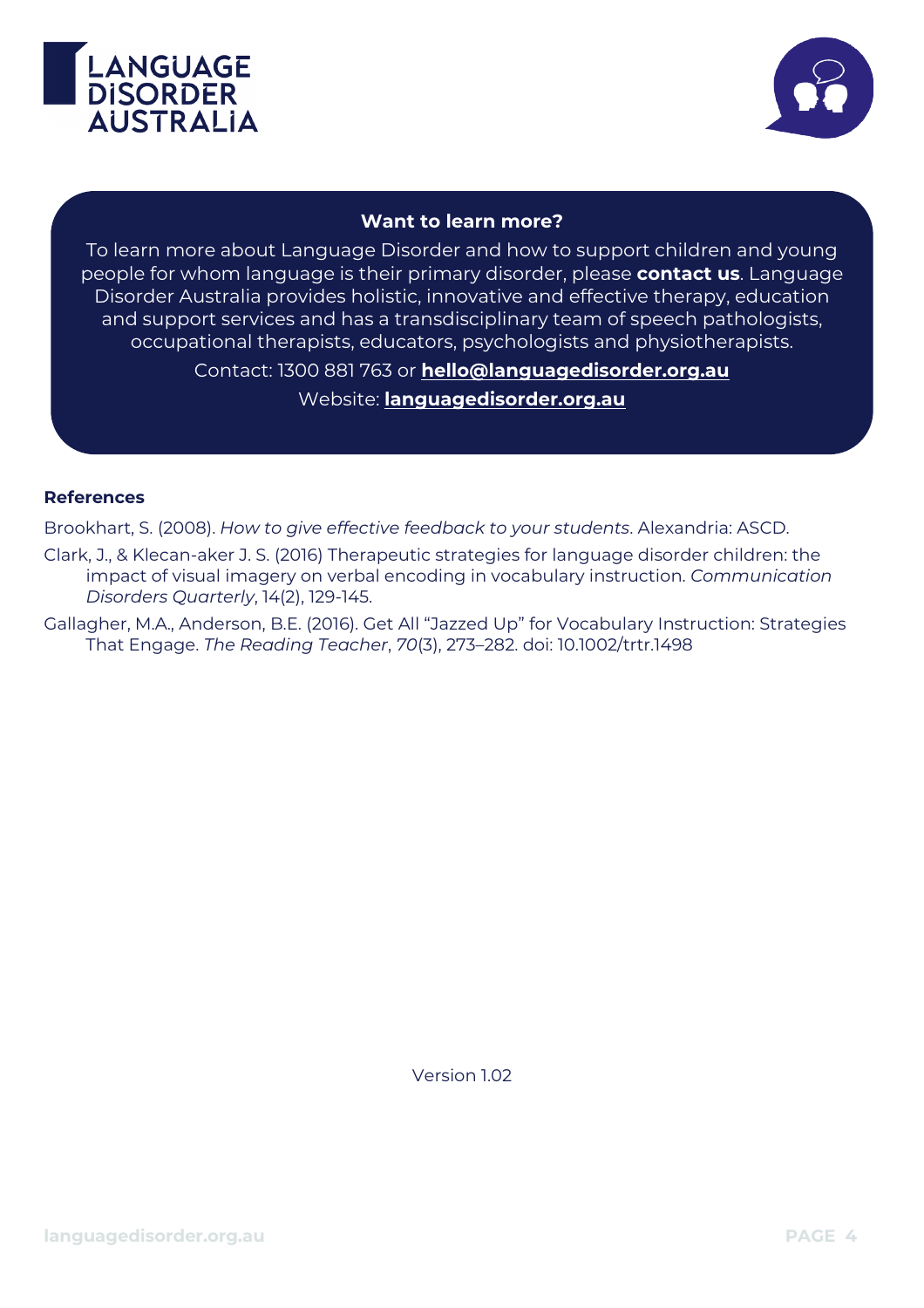## Want to learn more?

To learn more about Language Disorder and how to support children and young people for whom language is their primary disorder, please **contact us**. Language Disorder Australia provides holistic, innovative and effective therapy, education and support services and has a transdisciplinary team of speech pathologists, occupational therapists, educators, psychologists and physiotherapists.

Contact: 1300 881 763 or **hello@languagedisorder.org.au**

Website: **languagedisorder.org.au**

### References

Brookhart, S. (2008). *How to give effective feedback to your students*. Alexandria: ASCD.

Clark, J., & Klecan-aker J. S. (2016) Therapeutic strategies for language disorder children: the impact of visual imagery on verbal encoding in vocabulary instruction. *Communication Disorders Quarterly*, 14(2), 129-145.

Gallagher, M.A., Anderson, B.E. (2016). Get All "Jazzed Up" for Vocabulary Instruction: Strategies That Engage. *The Reading Teacher*, *70*(3), 273–282. doi: 10.1002/trtr.1498

Version 1.02